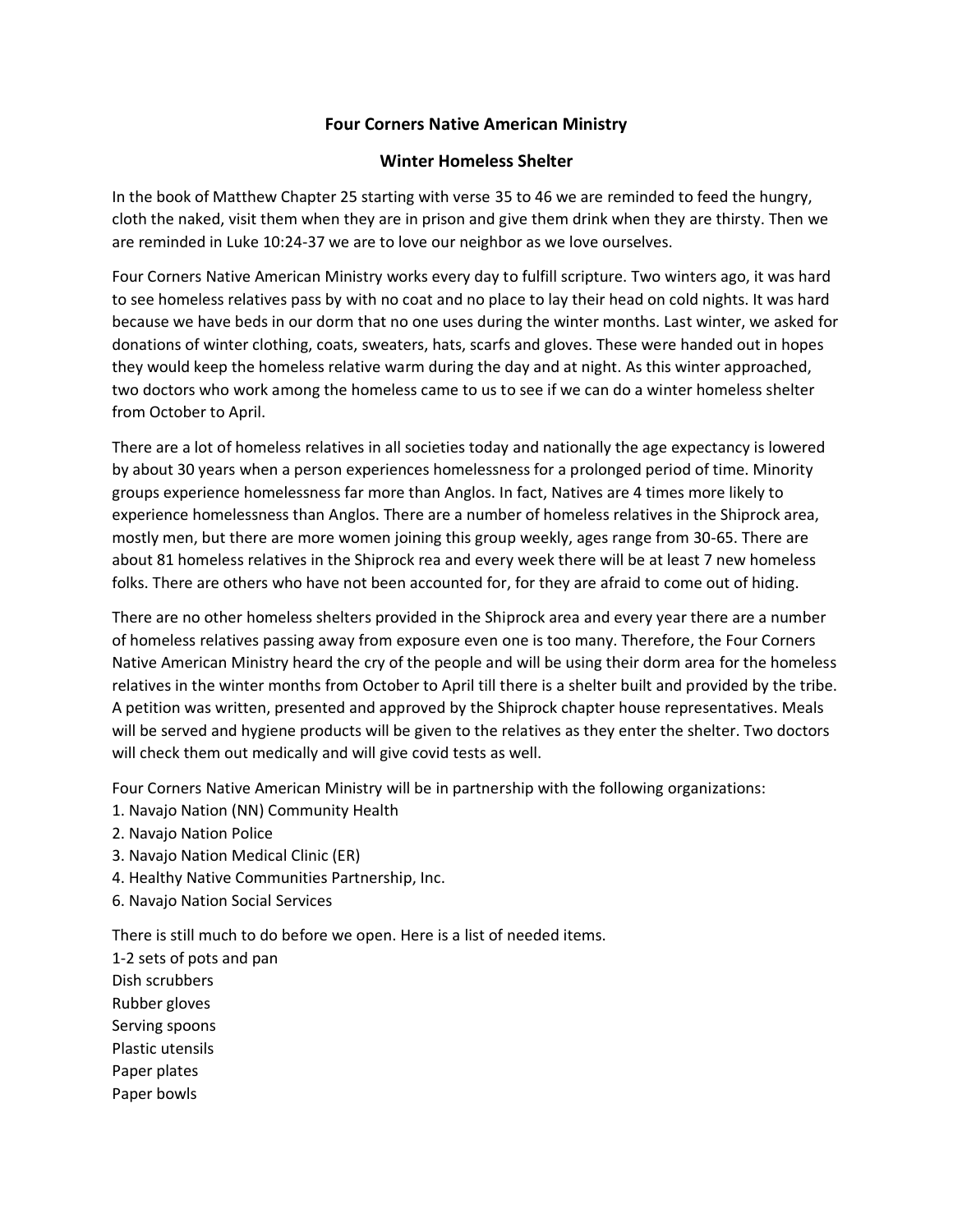# Four Corners Native American Ministry

## Winter Homeless Shelter

In the book of Matthew Chapter 25 starting with verse 35 to 46 we are reminded to feed the hungry, cloth the naked, visit them when they are in prison and give them drink when they are thirsty. Then we are reminded in Luke 10:24-37 we are to love our neighbor as we love ourselves.

Four Corners Native American Ministry works every day to fulfill scripture. Two winters ago, it was hard to see homeless relatives pass by with no coat and no place to lay their head on cold nights. It was hard because we have beds in our dorm that no one uses during the winter months. Last winter, we asked for donations of winter clothing, coats, sweaters, hats, scarfs and gloves. These were handed out in hopes they would keep the homeless relative warm during the day and at night. As this winter approached, two doctors who work among the homeless came to us to see if we can do a winter homeless shelter from October to April.

There are a lot of homeless relatives in all societies today and nationally the age expectancy is lowered by about 30 years when a person experiences homelessness for a prolonged period of time. Minority groups experience homelessness far more than Anglos. In fact, Natives are 4 times more likely to experience homelessness than Anglos. There are a number of homeless relatives in the Shiprock area, mostly men, but there are more women joining this group weekly, ages range from 30-65. There are about 81 homeless relatives in the Shiprock rea and every week there will be at least 7 new homeless folks. There are others who have not been accounted for, for they are afraid to come out of hiding.

There are no other homeless shelters provided in the Shiprock area and every year there are a number of homeless relatives passing away from exposure even one is too many. Therefore, the Four Corners Native American Ministry heard the cry of the people and will be using their dorm area for the homeless relatives in the winter months from October to April till there is a shelter built and provided by the tribe. A petition was written, presented and approved by the Shiprock chapter house representatives. Meals will be served and hygiene products will be given to the relatives as they enter the shelter. Two doctors will check them out medically and will give covid tests as well.

Four Corners Native American Ministry will be in partnership with the following organizations:

1. Navajo Nation (NN) Community Health
2. Navajo Nation Police
3. Navajo Nation Medical Clinic (ER)
4. Healthy Native Communities Partnership, Inc.
6. Navajo Nation Social Services

There is still much to do before we open. Here is a list of needed items.

1-2 sets of pots and pan  
Dish scrubbers  
Rubber gloves  
Serving spoons  
Plastic utensils  
Paper plates  
Paper bowls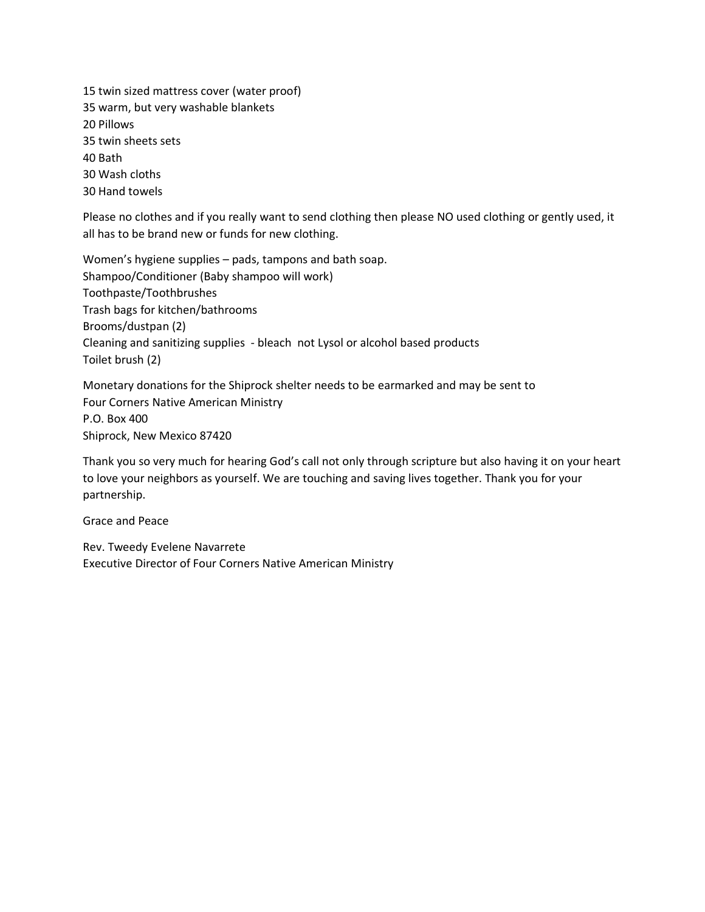15 twin sized mattress cover (water proof)
35 warm, but very washable blankets
20 Pillows
35 twin sheets sets
40 Bath
30 Wash cloths
30 Hand towels

Please no clothes and if you really want to send clothing then please NO used clothing or gently used, it all has to be brand new or funds for new clothing.

Women's hygiene supplies – pads, tampons and bath soap.
Shampoo/Conditioner (Baby shampoo will work)
Toothpaste/Toothbrushes
Trash bags for kitchen/bathrooms
Brooms/dustpan (2)
Cleaning and sanitizing supplies - bleach not Lysol or alcohol based products
Toilet brush (2)

Monetary donations for the Shiprock shelter needs to be earmarked and may be sent to
Four Corners Native American Ministry
P.O. Box 400
Shiprock, New Mexico 87420

Thank you so very much for hearing God's call not only through scripture but also having it on your heart to love your neighbors as yourself. We are touching and saving lives together. Thank you for your partnership.

Grace and Peace

Rev. Tweedy Evelene Navarrete
Executive Director of Four Corners Native American Ministry